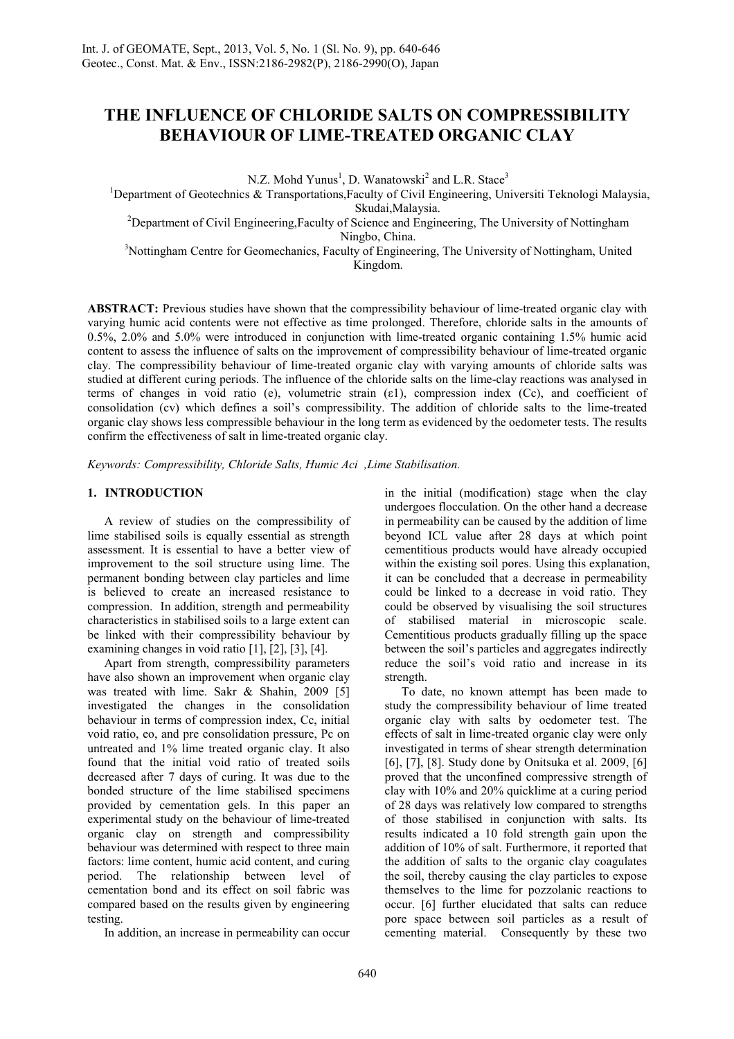# THE INFLUENCE OF CHLORIDE SALTS ON COMPRESSIBILITY BEHAVIOUR OF LIME-TREATED ORGANIC CLAY

N.Z. Mohd Yunus[1], D. Wanatowski[2] and L.R. Stace[3]

[1]Department of Geotechnics & Transportations,Faculty of Civil Engineering, Universiti Teknologi Malaysia, Skudai,Malaysia.

[2]Department of Civil Engineering,Faculty of Science and Engineering, The University of Nottingham Ningbo, China.

[3]Nottingham Centre for Geomechanics, Faculty of Engineering, The University of Nottingham, United Kingdom.

**ABSTRACT:** Previous studies have shown that the compressibility behaviour of lime-treated organic clay with varying humic acid contents were not effective as time prolonged. Therefore, chloride salts in the amounts of 0.5%, 2.0% and 5.0% were introduced in conjunction with lime-treated organic containing 1.5% humic acid content to assess the influence of salts on the improvement of compressibility behaviour of lime-treated organic clay. The compressibility behaviour of lime-treated organic clay with varying amounts of chloride salts was studied at different curing periods. The influence of the chloride salts on the lime-clay reactions was analysed in terms of changes in void ratio (e), volumetric strain ($\varepsilon 1$), compression index (Cc), and coefficient of consolidation (cv) which defines a soil's compressibility. The addition of chloride salts to the lime-treated organic clay shows less compressible behaviour in the long term as evidenced by the oedometer tests. The results confirm the effectiveness of salt in lime-treated organic clay.

*Keywords: Compressibility, Chloride Salts, Humic Aci ,Lime Stabilisation.*

## 1. INTRODUCTION

A review of studies on the compressibility of lime stabilised soils is equally essential as strength assessment. It is essential to have a better view of improvement to the soil structure using lime. The permanent bonding between clay particles and lime is believed to create an increased resistance to compression. In addition, strength and permeability characteristics in stabilised soils to a large extent can be linked with their compressibility behaviour by examining changes in void ratio [1], [2], [3], [4].

Apart from strength, compressibility parameters have also shown an improvement when organic clay was treated with lime. Sakr & Shahin, 2009 [5] investigated the changes in the consolidation behaviour in terms of compression index, Cc, initial void ratio, eo, and pre consolidation pressure, Pc on untreated and 1% lime treated organic clay. It also found that the initial void ratio of treated soils decreased after 7 days of curing. It was due to the bonded structure of the lime stabilised specimens provided by cementation gels. In this paper an experimental study on the behaviour of lime-treated organic clay on strength and compressibility behaviour was determined with respect to three main factors: lime content, humic acid content, and curing period. The relationship between level of cementation bond and its effect on soil fabric was compared based on the results given by engineering testing.

In addition, an increase in permeability can occur in the initial (modification) stage when the clay undergoes flocculation. On the other hand a decrease in permeability can be caused by the addition of lime beyond ICL value after 28 days at which point cementitious products would have already occupied within the existing soil pores. Using this explanation, it can be concluded that a decrease in permeability could be linked to a decrease in void ratio. They could be observed by visualising the soil structures of stabilised material in microscopic scale. Cementitious products gradually filling up the space between the soil's particles and aggregates indirectly reduce the soil's void ratio and increase in its strength.

To date, no known attempt has been made to study the compressibility behaviour of lime treated organic clay with salts by oedometer test. The effects of salt in lime-treated organic clay were only investigated in terms of shear strength determination [6], [7], [8]. Study done by Onitsuka et al. 2009, [6] proved that the unconfined compressive strength of clay with 10% and 20% quicklime at a curing period of 28 days was relatively low compared to strengths of those stabilised in conjunction with salts. Its results indicated a 10 fold strength gain upon the addition of 10% of salt. Furthermore, it reported that the addition of salts to the organic clay coagulates the soil, thereby causing the clay particles to expose themselves to the lime for pozzolanic reactions to occur. [6] further elucidated that salts can reduce pore space between soil particles as a result of cementing material. Consequently by these two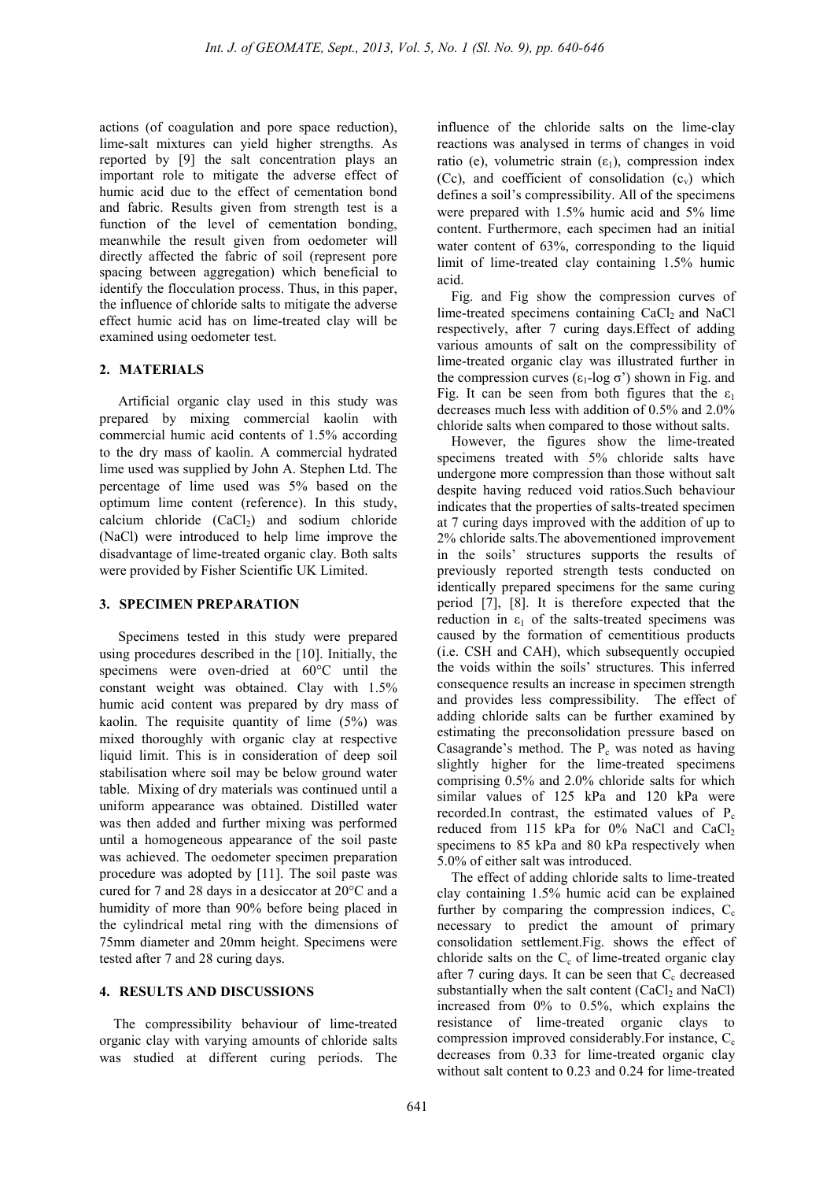actions (of coagulation and pore space reduction), lime-salt mixtures can yield higher strengths. As reported by [9] the salt concentration plays an important role to mitigate the adverse effect of humic acid due to the effect of cementation bond and fabric. Results given from strength test is a function of the level of cementation bonding, meanwhile the result given from oedometer will directly affected the fabric of soil (represent pore spacing between aggregation) which beneficial to identify the flocculation process. Thus, in this paper, the influence of chloride salts to mitigate the adverse effect humic acid has on lime-treated clay will be examined using oedometer test.

## 2. MATERIALS

Artificial organic clay used in this study was prepared by mixing commercial kaolin with commercial humic acid contents of 1.5% according to the dry mass of kaolin. A commercial hydrated lime used was supplied by John A. Stephen Ltd. The percentage of lime used was 5% based on the optimum lime content (reference). In this study, calcium chloride ($CaCl_2$) and sodium chloride (NaCl) were introduced to help lime improve the disadvantage of lime-treated organic clay. Both salts were provided by Fisher Scientific UK Limited.

## 3. SPECIMEN PREPARATION

Specimens tested in this study were prepared using procedures described in the [10]. Initially, the specimens were oven-dried at 60°C until the constant weight was obtained. Clay with 1.5% humic acid content was prepared by dry mass of kaolin. The requisite quantity of lime (5%) was mixed thoroughly with organic clay at respective liquid limit. This is in consideration of deep soil stabilisation where soil may be below ground water table. Mixing of dry materials was continued until a uniform appearance was obtained. Distilled water was then added and further mixing was performed until a homogeneous appearance of the soil paste was achieved. The oedometer specimen preparation procedure was adopted by [11]. The soil paste was cured for 7 and 28 days in a desiccator at 20°C and a humidity of more than 90% before being placed in the cylindrical metal ring with the dimensions of 75mm diameter and 20mm height. Specimens were tested after 7 and 28 curing days.

## 4. RESULTS AND DISCUSSIONS

The compressibility behaviour of lime-treated organic clay with varying amounts of chloride salts was studied at different curing periods. The influence of the chloride salts on the lime-clay reactions was analysed in terms of changes in void ratio (e), volumetric strain ($\varepsilon_1$), compression index (Cc), and coefficient of consolidation ($c_v$) which defines a soil's compressibility. All of the specimens were prepared with 1.5% humic acid and 5% lime content. Furthermore, each specimen had an initial water content of 63%, corresponding to the liquid limit of lime-treated clay containing 1.5% humic acid.

Fig. and Fig show the compression curves of lime-treated specimens containing $CaCl_2$ and NaCl respectively, after 7 curing days.Effect of adding various amounts of salt on the compressibility of lime-treated organic clay was illustrated further in the compression curves ($\varepsilon_1$-log σ') shown in Fig. and Fig. It can be seen from both figures that the $\varepsilon_1$ decreases much less with addition of 0.5% and 2.0% chloride salts when compared to those without salts.

However, the figures show the lime-treated specimens treated with 5% chloride salts have undergone more compression than those without salt despite having reduced void ratios.Such behaviour indicates that the properties of salts-treated specimen at 7 curing days improved with the addition of up to 2% chloride salts.The abovementioned improvement in the soils' structures supports the results of previously reported strength tests conducted on identically prepared specimens for the same curing period [7], [8]. It is therefore expected that the reduction in $\varepsilon_1$ of the salts-treated specimens was caused by the formation of cementitious products (i.e. CSH and CAH), which subsequently occupied the voids within the soils' structures. This inferred consequence results an increase in specimen strength and provides less compressibility. The effect of adding chloride salts can be further examined by estimating the preconsolidation pressure based on Casagrande's method. The $P_c$ was noted as having slightly higher for the lime-treated specimens comprising 0.5% and 2.0% chloride salts for which similar values of 125 kPa and 120 kPa were recorded.In contrast, the estimated values of $P_c$ reduced from 115 kPa for 0% NaCl and $CaCl_2$ specimens to 85 kPa and 80 kPa respectively when 5.0% of either salt was introduced.

The effect of adding chloride salts to lime-treated clay containing 1.5% humic acid can be explained further by comparing the compression indices, $C_c$ necessary to predict the amount of primary consolidation settlement.Fig. shows the effect of chloride salts on the $C_c$ of lime-treated organic clay after 7 curing days. It can be seen that $C_c$ decreased substantially when the salt content ($CaCl_2$ and NaCl) increased from 0% to 0.5%, which explains the resistance of lime-treated organic clays to compression improved considerably.For instance, $C_c$ decreases from 0.33 for lime-treated organic clay without salt content to 0.23 and 0.24 for lime-treated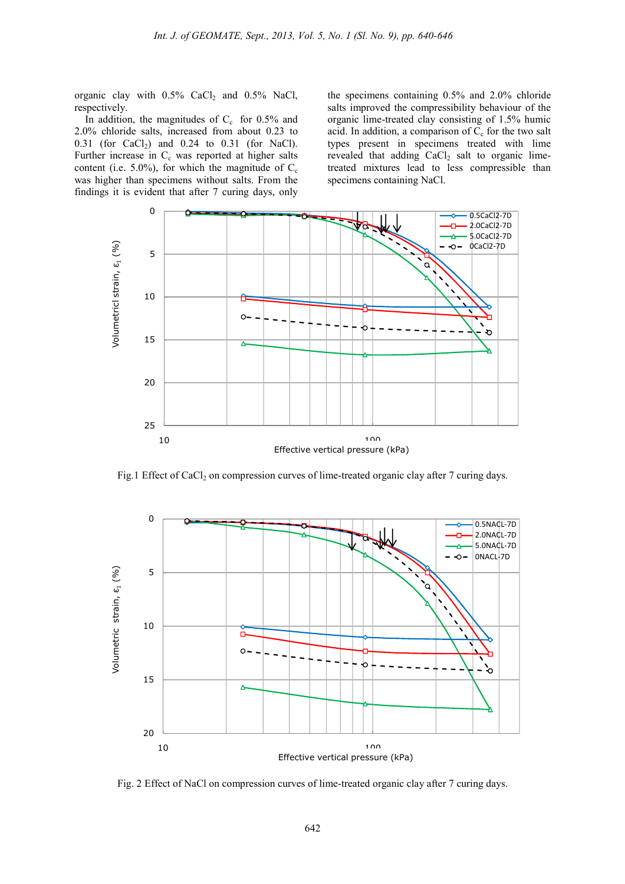organic clay with 0.5% $CaCl_2$ and 0.5% NaCl, respectively.

In addition, the magnitudes of $C_c$ for 0.5% and 2.0% chloride salts, increased from about 0.23 to 0.31 (for $CaCl_2$) and 0.24 to 0.31 (for NaCl). Further increase in $C_c$ was reported at higher salts content (i.e. 5.0%), for which the magnitude of $C_c$ was higher than specimens without salts. From the findings it is evident that after 7 curing days, only the specimens containing 0.5% and 2.0% chloride salts improved the compressibility behaviour of the organic lime-treated clay consisting of 1.5% humic acid. In addition, a comparison of $C_c$ for the two salt types present in specimens treated with lime revealed that adding $CaCl_2$ salt to organic lime-treated mixtures lead to less compressible than specimens containing NaCl.

Fig.1 Effect of $CaCl_2$ on compression curves of lime-treated organic clay after 7 curing days.

Fig. 2 Effect of NaCl on compression curves of lime-treated organic clay after 7 curing days.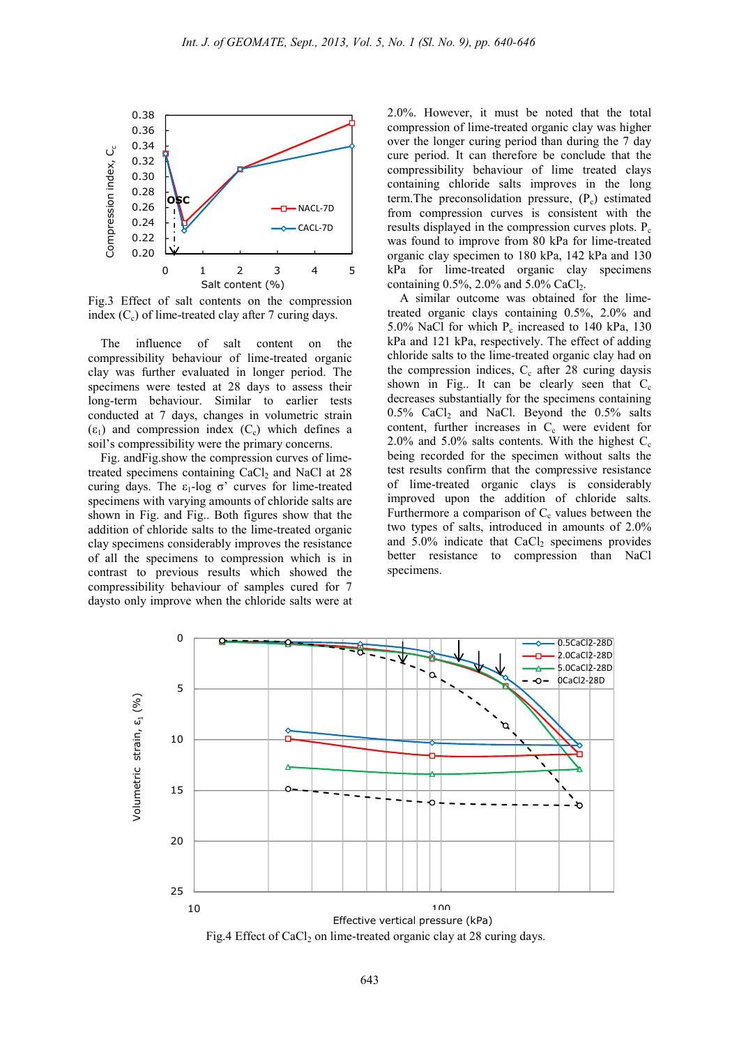Fig.3 Effect of salt contents on the compression index ($C_c$) of lime-treated clay after 7 curing days.

The influence of salt content on the compressibility behaviour of lime-treated organic clay was further evaluated in longer period. The specimens were tested at 28 days to assess their long-term behaviour. Similar to earlier tests conducted at 7 days, changes in volumetric strain ($\varepsilon_1$) and compression index ($C_c$) which defines a soil's compressibility were the primary concerns.

Fig. andFig.show the compression curves of lime-treated specimens containing $CaCl_2$ and NaCl at 28 curing days. The $\varepsilon_1$-log σ' curves for lime-treated specimens with varying amounts of chloride salts are shown in Fig. and Fig.. Both figures show that the addition of chloride salts to the lime-treated organic clay specimens considerably improves the resistance of all the specimens to compression which is in contrast to previous results which showed the compressibility behaviour of samples cured for 7 daysto only improve when the chloride salts were at 2.0%. However, it must be noted that the total compression of lime-treated organic clay was higher over the longer curing period than during the 7 day cure period. It can therefore be conclude that the compressibility behaviour of lime treated clays containing chloride salts improves in the long term.The preconsolidation pressure, ($P_c$) estimated from compression curves is consistent with the results displayed in the compression curves plots. $P_c$ was found to improve from 80 kPa to 180 kPa, 142 kPa and 130 kPa for lime-treated organic clay specimens containing 0.5%, 2.0% and 5.0% $CaCl_2$.

A similar outcome was obtained for the lime-treated organic clays containing 0.5%, 2.0% and 5.0% NaCl for which $P_c$ increased to 140 kPa, 130 kPa and 121 kPa, respectively. The effect of adding chloride salts to the lime-treated organic clay had on the compression indices, $C_c$ after 28 curing daysis shown in Fig.. It can be clearly seen that $C_c$ decreases substantially for the specimens containing 0.5% $CaCl_2$ and NaCl. Beyond the 0.5% salts content, further increases in $C_c$ were evident for 2.0% and 5.0% salts contents. With the highest $C_c$ being recorded for the specimen without salts the test results confirm that the compressive resistance of lime-treated organic clays is considerably improved upon the addition of chloride salts. Furthermore a comparison of $C_c$ values between the two types of salts, introduced in amounts of 2.0% and 5.0% indicate that $CaCl_2$ specimens provides better resistance to compression than NaCl specimens.

Fig.4 Effect of $CaCl_2$ on lime-treated organic clay at 28 curing days.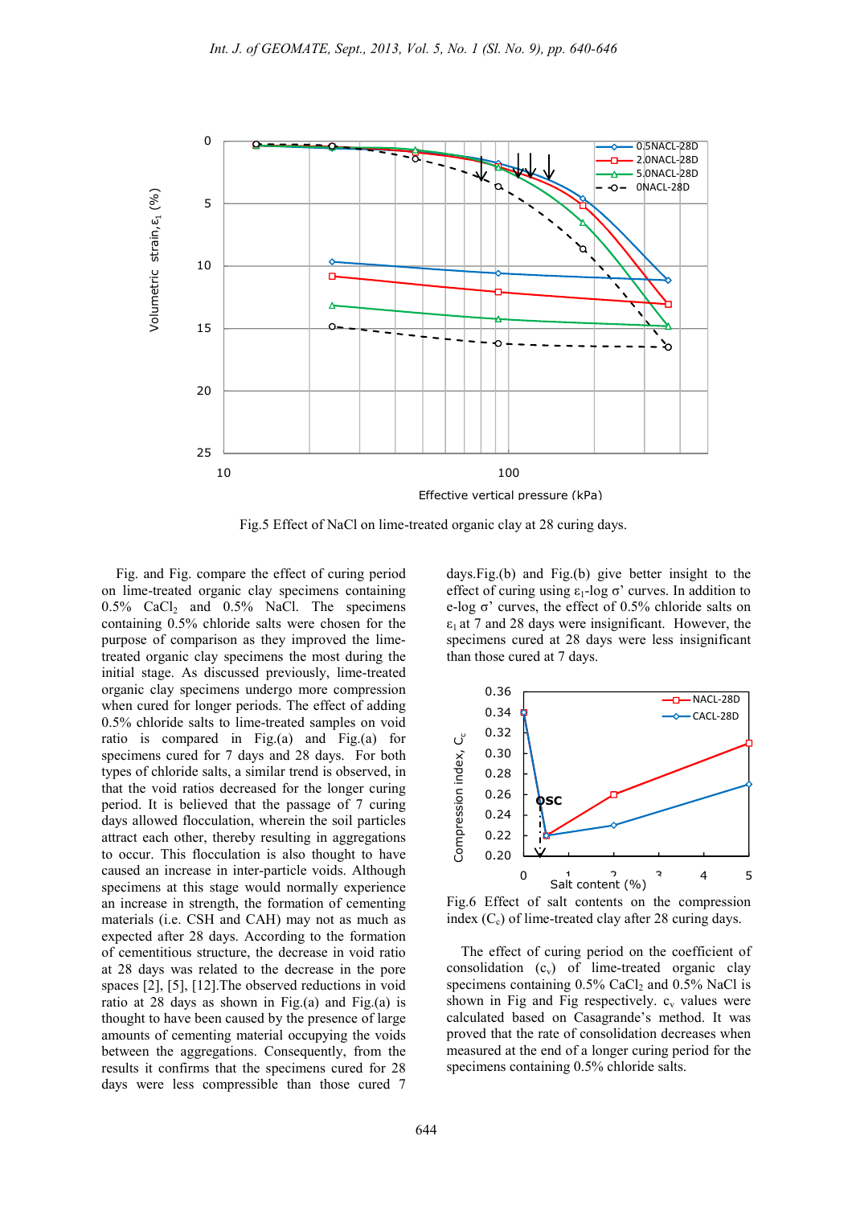Fig.5 Effect of NaCl on lime-treated organic clay at 28 curing days.

Fig. and Fig. compare the effect of curing period on lime-treated organic clay specimens containing 0.5% $CaCl_2$ and 0.5% NaCl. The specimens containing 0.5% chloride salts were chosen for the purpose of comparison as they improved the lime-treated organic clay specimens the most during the initial stage. As discussed previously, lime-treated organic clay specimens undergo more compression when cured for longer periods. The effect of adding 0.5% chloride salts to lime-treated samples on void ratio is compared in Fig.(a) and Fig.(a) for specimens cured for 7 days and 28 days. For both types of chloride salts, a similar trend is observed, in that the void ratios decreased for the longer curing period. It is believed that the passage of 7 curing days allowed flocculation, wherein the soil particles attract each other, thereby resulting in aggregations to occur. This flocculation is also thought to have caused an increase in inter-particle voids. Although specimens at this stage would normally experience an increase in strength, the formation of cementing materials (i.e. CSH and CAH) may not as much as expected after 28 days. According to the formation of cementitious structure, the decrease in void ratio at 28 days was related to the decrease in the pore spaces [2], [5], [12].The observed reductions in void ratio at 28 days as shown in Fig.(a) and Fig.(a) is thought to have been caused by the presence of large amounts of cementing material occupying the voids between the aggregations. Consequently, from the results it confirms that the specimens cured for 28 days were less compressible than those cured 7 days.Fig.(b) and Fig.(b) give better insight to the effect of curing using $\varepsilon_1$-log $\sigma'$ curves. In addition to e-log $\sigma'$ curves, the effect of 0.5% chloride salts on $\varepsilon_1$ at 7 and 28 days were insignificant. However, the specimens cured at 28 days were less insignificant than those cured at 7 days.

Fig.6 Effect of salt contents on the compression index ($C_c$) of lime-treated clay after 28 curing days.

The effect of curing period on the coefficient of consolidation ($c_v$) of lime-treated organic clay specimens containing 0.5% $CaCl_2$ and 0.5% NaCl is shown in Fig and Fig respectively. $c_v$ values were calculated based on Casagrande's method. It was proved that the rate of consolidation decreases when measured at the end of a longer curing period for the specimens containing 0.5% chloride salts.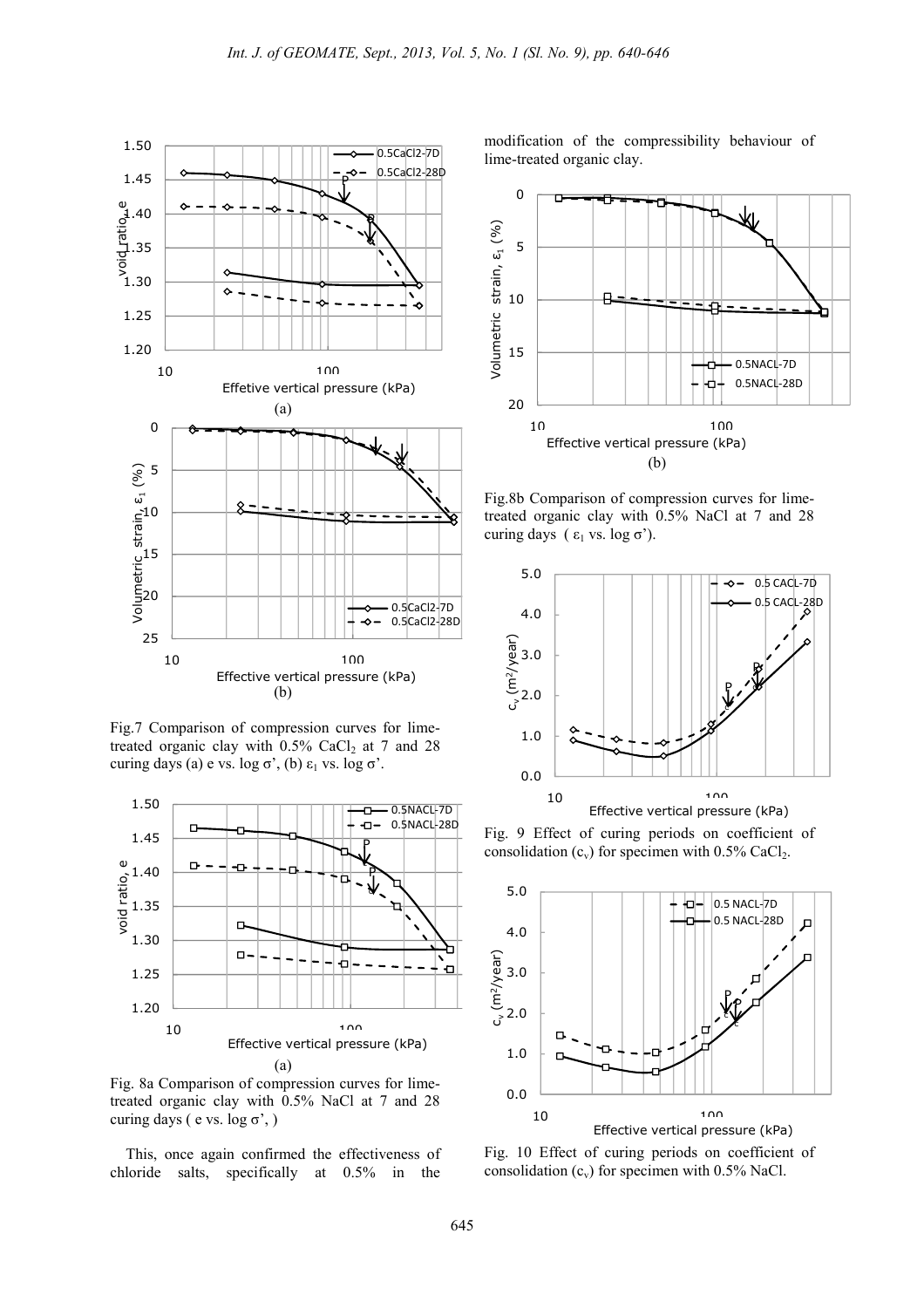Fig.7 Comparison of compression curves for lime-treated organic clay with 0.5% $CaCl_2$ at 7 and 28 curing days (a) e vs. log σ', (b) $\varepsilon_1$ vs. log σ'.

Fig. 8a Comparison of compression curves for lime-treated organic clay with 0.5% NaCl at 7 and 28 curing days ( e vs. log σ', )

This, once again confirmed the effectiveness of chloride salts, specifically at 0.5% in the modification of the compressibility behaviour of lime-treated organic clay.

Fig.8b Comparison of compression curves for lime-treated organic clay with 0.5% NaCl at 7 and 28 curing days ( $\varepsilon_1$ vs. log σ').

Fig. 9 Effect of curing periods on coefficient of consolidation ($c_v$) for specimen with 0.5% $CaCl_2$.

Fig. 10 Effect of curing periods on coefficient of consolidation ($c_v$) for specimen with 0.5% NaCl.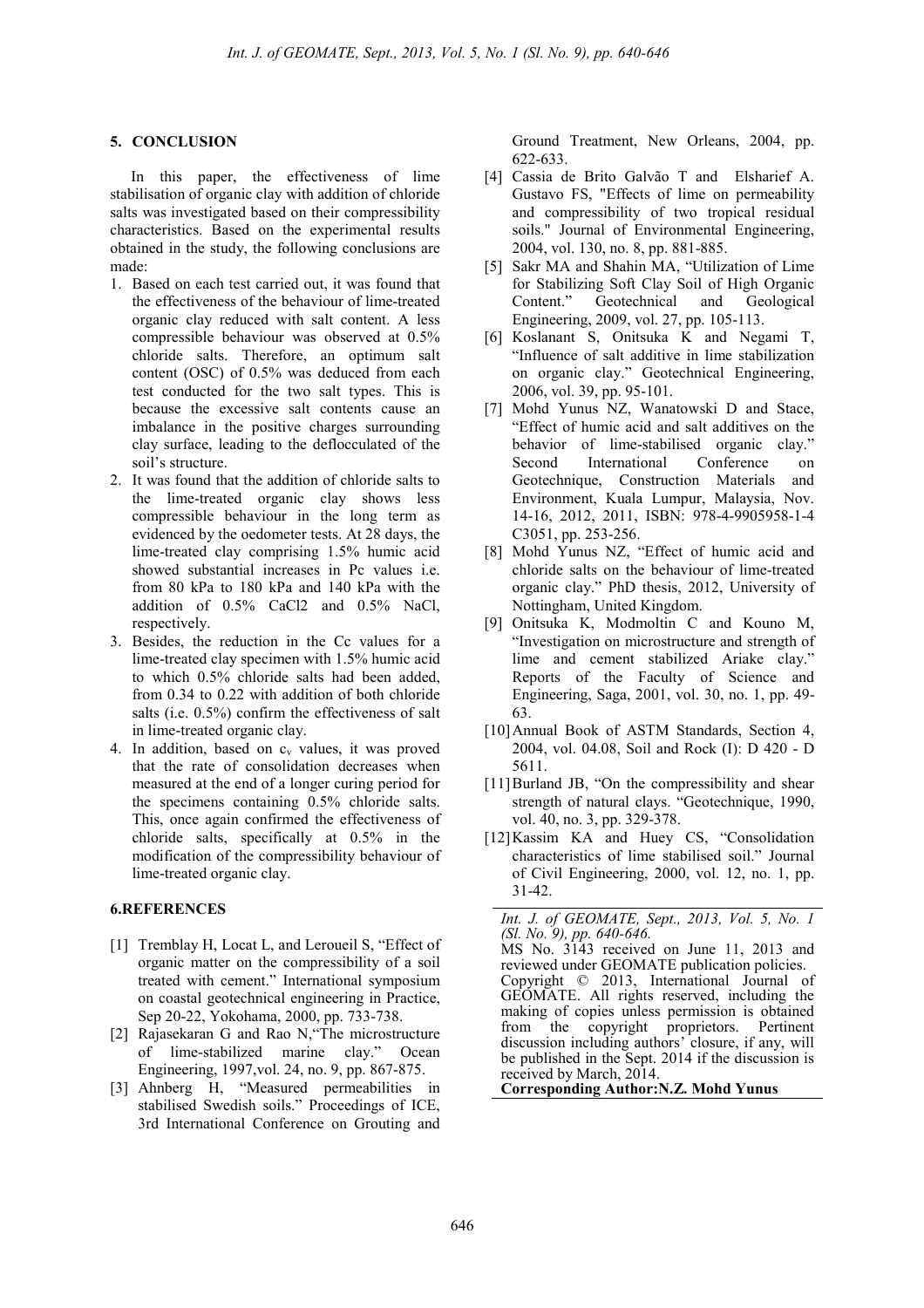## 5. CONCLUSION

In this paper, the effectiveness of lime stabilisation of organic clay with addition of chloride salts was investigated based on their compressibility characteristics. Based on the experimental results obtained in the study, the following conclusions are made:

1. Based on each test carried out, it was found that the effectiveness of the behaviour of lime-treated organic clay reduced with salt content. A less compressible behaviour was observed at 0.5% chloride salts. Therefore, an optimum salt content (OSC) of 0.5% was deduced from each test conducted for the two salt types. This is because the excessive salt contents cause an imbalance in the positive charges surrounding clay surface, leading to the deflocculated of the soil's structure.
2. It was found that the addition of chloride salts to the lime-treated organic clay shows less compressible behaviour in the long term as evidenced by the oedometer tests. At 28 days, the lime-treated clay comprising 1.5% humic acid showed substantial increases in Pc values i.e. from 80 kPa to 180 kPa and 140 kPa with the addition of 0.5% $CaCl_2$ and 0.5% NaCl, respectively.
3. Besides, the reduction in the Cc values for a lime-treated clay specimen with 1.5% humic acid to which 0.5% chloride salts had been added, from 0.34 to 0.22 with addition of both chloride salts (i.e. 0.5%) confirm the effectiveness of salt in lime-treated organic clay.
4. In addition, based on $c_v$ values, it was proved that the rate of consolidation decreases when measured at the end of a longer curing period for the specimens containing 0.5% chloride salts. This, once again confirmed the effectiveness of chloride salts, specifically at 0.5% in the modification of the compressibility behaviour of lime-treated organic clay.

## 6.REFERENCES

[1] Tremblay H, Locat L, and Leroueil S, "Effect of organic matter on the compressibility of a soil treated with cement." International symposium on coastal geotechnical engineering in Practice, Sep 20-22, Yokohama, 2000, pp. 733-738.

[2] Rajasekaran G and Rao N,"The microstructure of lime-stabilized marine clay." Ocean Engineering, 1997,vol. 24, no. 9, pp. 867-875.

[3] Ahnberg H, "Measured permeabilities in stabilised Swedish soils." Proceedings of ICE, 3rd International Conference on Grouting and Ground Treatment, New Orleans, 2004, pp. 622-633.

[4] Cassia de Brito Galvão T and Elsharief A. Gustavo FS, "Effects of lime on permeability and compressibility of two tropical residual soils." Journal of Environmental Engineering, 2004, vol. 130, no. 8, pp. 881-885.

[5] Sakr MA and Shahin MA, "Utilization of Lime for Stabilizing Soft Clay Soil of High Organic Content." Geotechnical and Geological Engineering, 2009, vol. 27, pp. 105-113.

[6] Koslanant S, Onitsuka K and Negami T, "Influence of salt additive in lime stabilization on organic clay." Geotechnical Engineering, 2006, vol. 39, pp. 95-101.

[7] Mohd Yunus NZ, Wanatowski D and Stace, "Effect of humic acid and salt additives on the behavior of lime-stabilised organic clay." Second International Conference on Geotechnique, Construction Materials and Environment, Kuala Lumpur, Malaysia, Nov. 14-16, 2012, 2011, ISBN: 978-4-9905958-1-4 C3051, pp. 253-256.

[8] Mohd Yunus NZ, "Effect of humic acid and chloride salts on the behaviour of lime-treated organic clay." PhD thesis, 2012, University of Nottingham, United Kingdom.

[9] Onitsuka K, Modmoltin C and Kouno M, "Investigation on microstructure and strength of lime and cement stabilized Ariake clay." Reports of the Faculty of Science and Engineering, Saga, 2001, vol. 30, no. 1, pp. 49-63.

[10] Annual Book of ASTM Standards, Section 4, 2004, vol. 04.08, Soil and Rock (I): D 420 - D 5611.

[11] Burland JB, "On the compressibility and shear strength of natural clays. "Geotechnique, 1990, vol. 40, no. 3, pp. 329-378.

[12] Kassim KA and Huey CS, "Consolidation characteristics of lime stabilised soil." Journal of Civil Engineering, 2000, vol. 12, no. 1, pp. 31-42.

*Int. J. of GEOMATE, Sept., 2013, Vol. 5, No. 1 (Sl. No. 9), pp. 640-646.*
MS No. 3143 received on June 11, 2013 and reviewed under GEOMATE publication policies.
Copyright © 2013, International Journal of GEOMATE. All rights reserved, including the making of copies unless permission is obtained from the copyright proprietors. Pertinent discussion including authors' closure, if any, will be published in the Sept. 2014 if the discussion is received by March, 2014.
**Corresponding Author:N.Z. Mohd Yunus**